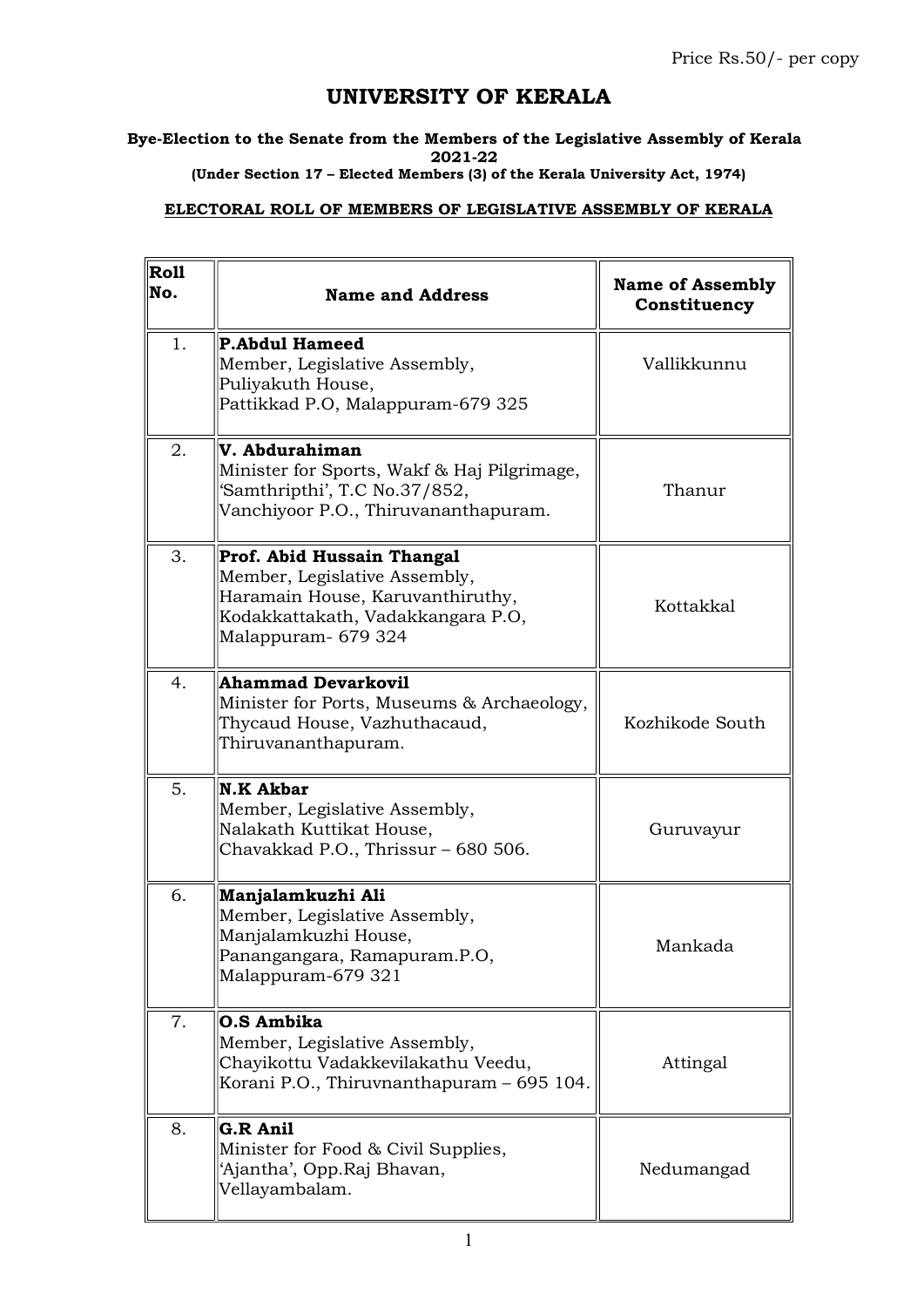Price Rs.50/- per copy

# UNIVERSITY OF KERALA

**Bye-Election to the Senate from the Members of the Legislative Assembly of Kerala 2021-22**
**(Under Section 17 – Elected Members (3) of the Kerala University Act, 1974)**

**ELECTORAL ROLL OF MEMBERS OF LEGISLATIVE ASSEMBLY OF KERALA**

| Roll No. | Name and Address | Name of Assembly Constituency |
|---|---|---|
| 1. | **P.Abdul Hameed**<br>Member, Legislative Assembly,<br>Puliyakuth House,<br>Pattikkad P.O, Malappuram-679 325 | Vallikkunnu |
| 2. | **V. Abdurahiman**<br>Minister for Sports, Wakf & Haj Pilgrimage,<br>'Samthripthi', T.C No.37/852,<br>Vanchiyoor P.O., Thiruvananthapuram. | Thanur |
| 3. | **Prof. Abid Hussain Thangal**<br>Member, Legislative Assembly,<br>Haramain House, Karuvanthiruthy,<br>Kodakkattakath, Vadakkangara P.O,<br>Malappuram- 679 324 | Kottakkal |
| 4. | **Ahammad Devarkovil**<br>Minister for Ports, Museums & Archaeology,<br>Thycaud House, Vazhuthacaud,<br>Thiruvananthapuram. | Kozhikode South |
| 5. | **N.K Akbar**<br>Member, Legislative Assembly,<br>Nalakath Kuttikat House,<br>Chavakkad P.O., Thrissur – 680 506. | Guruvayur |
| 6. | **Manjalamkuzhi Ali**<br>Member, Legislative Assembly,<br>Manjalamkuzhi House,<br>Panangangara, Ramapuram.P.O,<br>Malappuram-679 321 | Mankada |
| 7. | **O.S Ambika**<br>Member, Legislative Assembly,<br>Chayikottu Vadakkevilakathu Veedu,<br>Korani P.O., Thiruvnanthapuram – 695 104. | Attingal |
| 8. | **G.R Anil**<br>Minister for Food & Civil Supplies,<br>'Ajantha', Opp.Raj Bhavan,<br>Vellayambalam. | Nedumangad |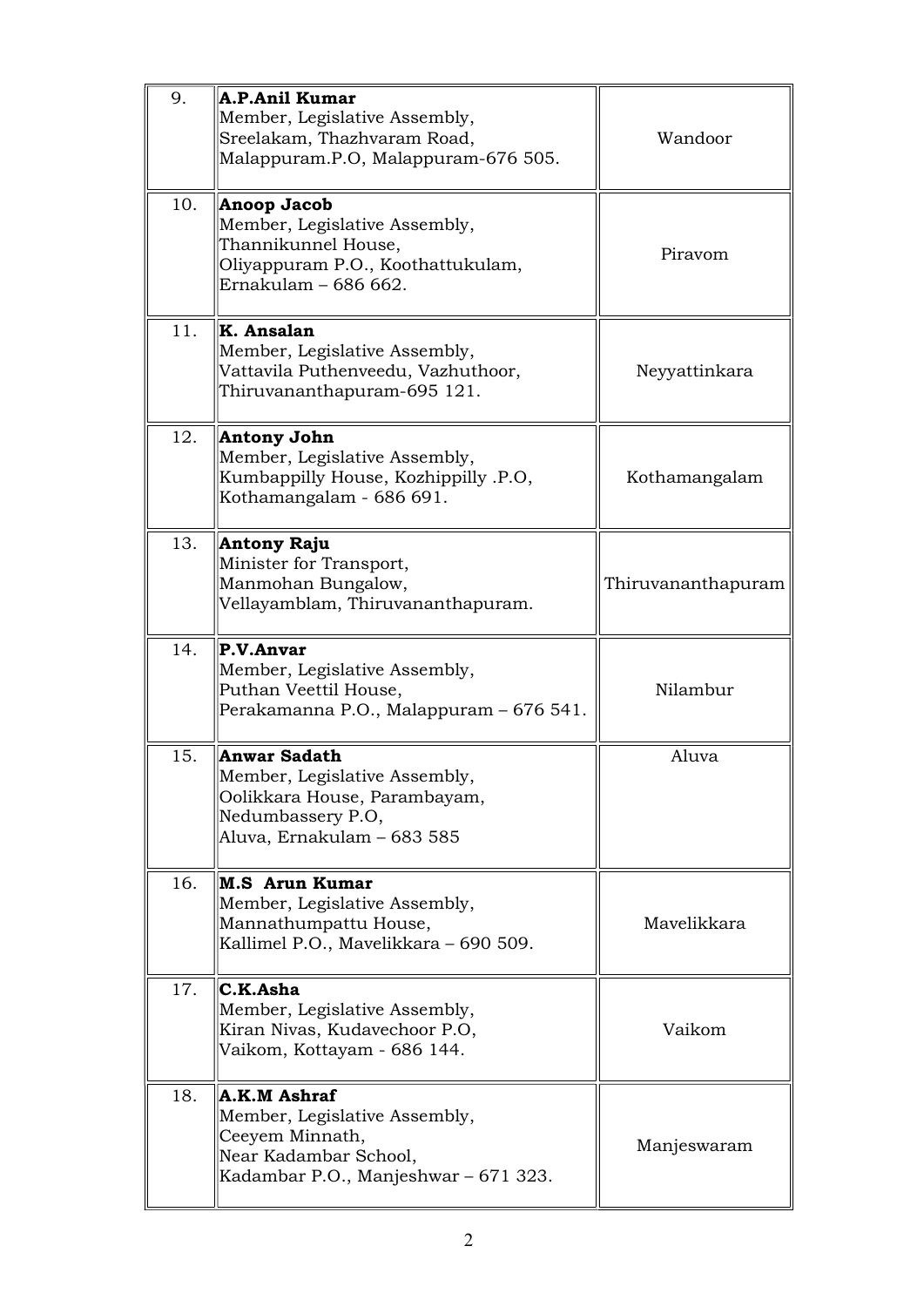| 9. | **A.P.Anil Kumar**<br>Member, Legislative Assembly,<br>Sreelakam, Thazhvaram Road,<br>Malappuram.P.O, Malappuram-676 505. | Wandoor |
|---|---|---|
| 10. | **Anoop Jacob**<br>Member, Legislative Assembly,<br>Thannikunnel House,<br>Oliyappuram P.O., Koothattukulam,<br>Ernakulam – 686 662. | Piravom |
| 11. | **K. Ansalan**<br>Member, Legislative Assembly,<br>Vattavila Puthenveedu, Vazhuthoor,<br>Thiruvananthapuram-695 121. | Neyyattinkara |
| 12. | **Antony John**<br>Member, Legislative Assembly,<br>Kumbappilly House, Kozhippilly .P.O,<br>Kothamangalam - 686 691. | Kothamangalam |
| 13. | **Antony Raju**<br>Minister for Transport,<br>Manmohan Bungalow,<br>Vellayamblam, Thiruvananthapuram. | Thiruvananthapuram |
| 14. | **P.V.Anvar**<br>Member, Legislative Assembly,<br>Puthan Veettil House,<br>Perakamanna P.O., Malappuram – 676 541. | Nilambur |
| 15. | **Anwar Sadath**<br>Member, Legislative Assembly,<br>Oolikkara House, Parambayam,<br>Nedumbassery P.O,<br>Aluva, Ernakulam – 683 585 | Aluva |
| 16. | **M.S Arun Kumar**<br>Member, Legislative Assembly,<br>Mannathumpattu House,<br>Kallimel P.O., Mavelikkara – 690 509. | Mavelikkara |
| 17. | **C.K.Asha**<br>Member, Legislative Assembly,<br>Kiran Nivas, Kudavechoor P.O,<br>Vaikom, Kottayam - 686 144. | Vaikom |
| 18. | **A.K.M Ashraf**<br>Member, Legislative Assembly,<br>Ceeyem Minnath,<br>Near Kadambar School,<br>Kadambar P.O., Manjeshwar – 671 323. | Manjeswaram |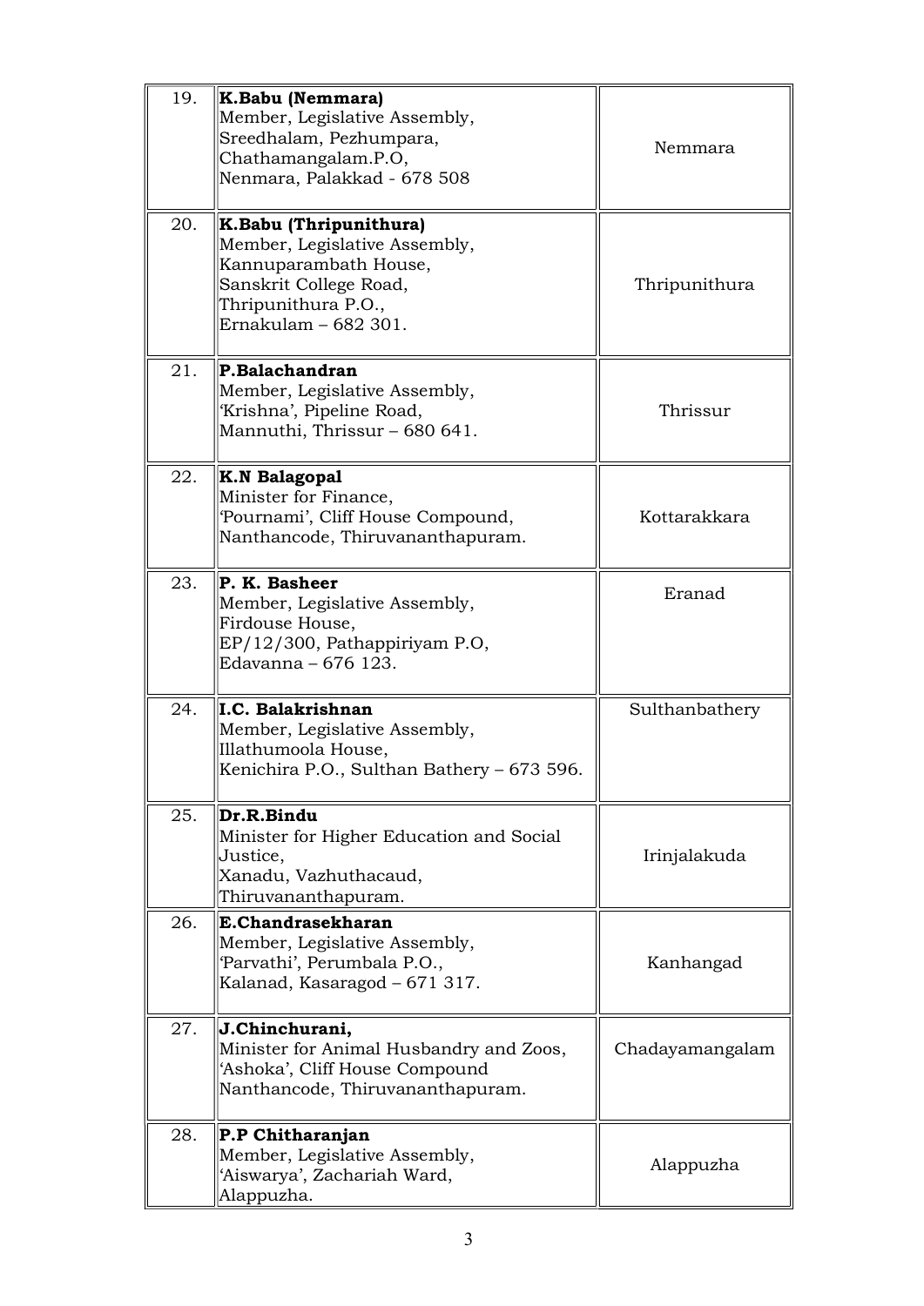| | | |
|---|---|---|
| 19. | **K.Babu (Nemmara)**<br>Member, Legislative Assembly,<br>Sreedhalam, Pezhumpara,<br>Chathamangalam.P.O,<br>Nenmara, Palakkad - 678 508 | Nemmara |
| 20. | **K.Babu (Thripunithura)**<br>Member, Legislative Assembly,<br>Kannuparambath House,<br>Sanskrit College Road,<br>Thripunithura P.O.,<br>Ernakulam – 682 301. | Thripunithura |
| 21. | **P.Balachandran**<br>Member, Legislative Assembly,<br>'Krishna', Pipeline Road,<br>Mannuthi, Thrissur – 680 641. | Thrissur |
| 22. | **K.N Balagopal**<br>Minister for Finance,<br>'Pournami', Cliff House Compound,<br>Nanthancode, Thiruvananthapuram. | Kottarakkara |
| 23. | **P. K. Basheer**<br>Member, Legislative Assembly,<br>Firdouse House,<br>EP/12/300, Pathappiriyam P.O,<br>Edavanna – 676 123. | Eranad |
| 24. | **I.C. Balakrishnan**<br>Member, Legislative Assembly,<br>Illathumoola House,<br>Kenichira P.O., Sulthan Bathery – 673 596. | Sulthanbathery |
| 25. | **Dr.R.Bindu**<br>Minister for Higher Education and Social Justice,<br>Xanadu, Vazhuthacaud,<br>Thiruvananthapuram. | Irinjalakuda |
| 26. | **E.Chandrasekharan**<br>Member, Legislative Assembly,<br>'Parvathi', Perumbala P.O.,<br>Kalanad, Kasaragod – 671 317. | Kanhangad |
| 27. | **J.Chinchurani,**<br>Minister for Animal Husbandry and Zoos,<br>'Ashoka', Cliff House Compound<br>Nanthancode, Thiruvananthapuram. | Chadayamangalam |
| 28. | **P.P Chitharanjan**<br>Member, Legislative Assembly,<br>'Aiswarya', Zachariah Ward,<br>Alappuzha. | Alappuzha |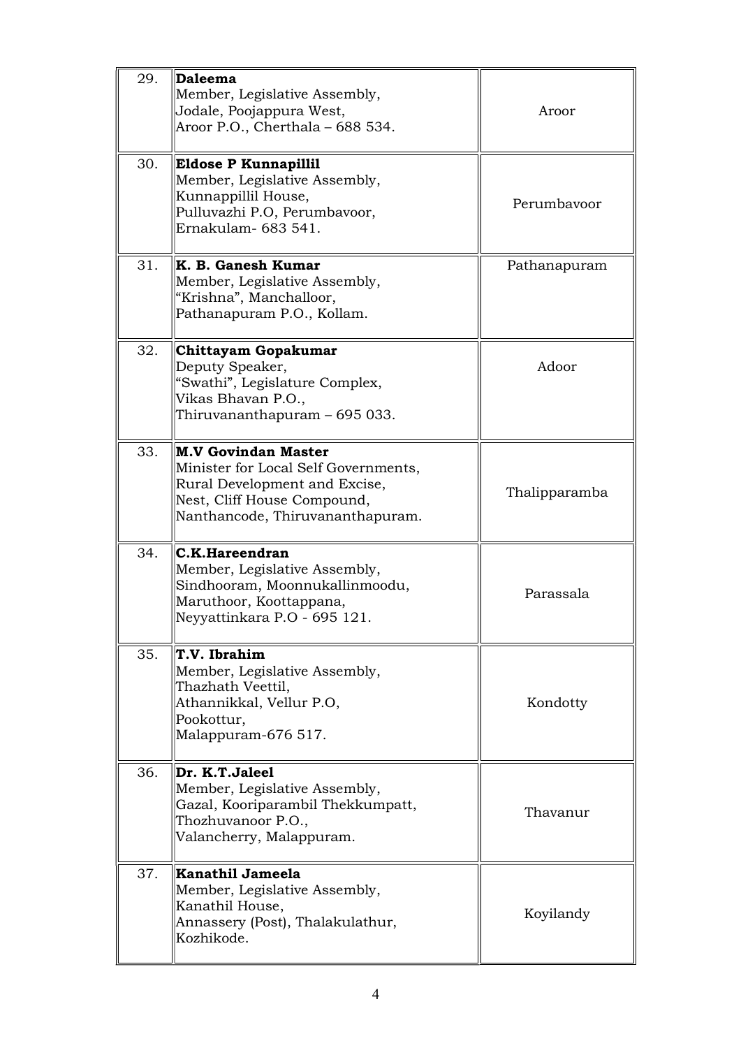| | | |
|---|---|---|
| 29. | **Daleema**<br>Member, Legislative Assembly,<br>Jodale, Poojappura West,<br>Aroor P.O., Cherthala – 688 534. | Aroor |
| 30. | **Eldose P Kunnapillil**<br>Member, Legislative Assembly,<br>Kunnappillil House,<br>Pulluvazhi P.O, Perumbavoor,<br>Ernakulam- 683 541. | Perumbavoor |
| 31. | **K. B. Ganesh Kumar**<br>Member, Legislative Assembly,<br>"Krishna", Manchalloor,<br>Pathanapuram P.O., Kollam. | Pathanapuram |
| 32. | **Chittayam Gopakumar**<br>Deputy Speaker,<br>"Swathi", Legislature Complex,<br>Vikas Bhavan P.O.,<br>Thiruvananthapuram – 695 033. | Adoor |
| 33. | **M.V Govindan Master**<br>Minister for Local Self Governments,<br>Rural Development and Excise,<br>Nest, Cliff House Compound,<br>Nanthancode, Thiruvananthapuram. | Thalipparamba |
| 34. | **C.K.Hareendran**<br>Member, Legislative Assembly,<br>Sindhooram, Moonnukallinmoodu,<br>Maruthoor, Koottappana,<br>Neyyattinkara P.O - 695 121. | Parassala |
| 35. | **T.V. Ibrahim**<br>Member, Legislative Assembly,<br>Thazhath Veettil,<br>Athannikkal, Vellur P.O,<br>Pookottur,<br>Malappuram-676 517. | Kondotty |
| 36. | **Dr. K.T.Jaleel**<br>Member, Legislative Assembly,<br>Gazal, Kooriparambil Thekkumpatt,<br>Thozhuvanoor P.O.,<br>Valancherry, Malappuram. | Thavanur |
| 37. | **Kanathil Jameela**<br>Member, Legislative Assembly,<br>Kanathil House,<br>Annassery (Post), Thalakulathur,<br>Kozhikode. | Koyilandy |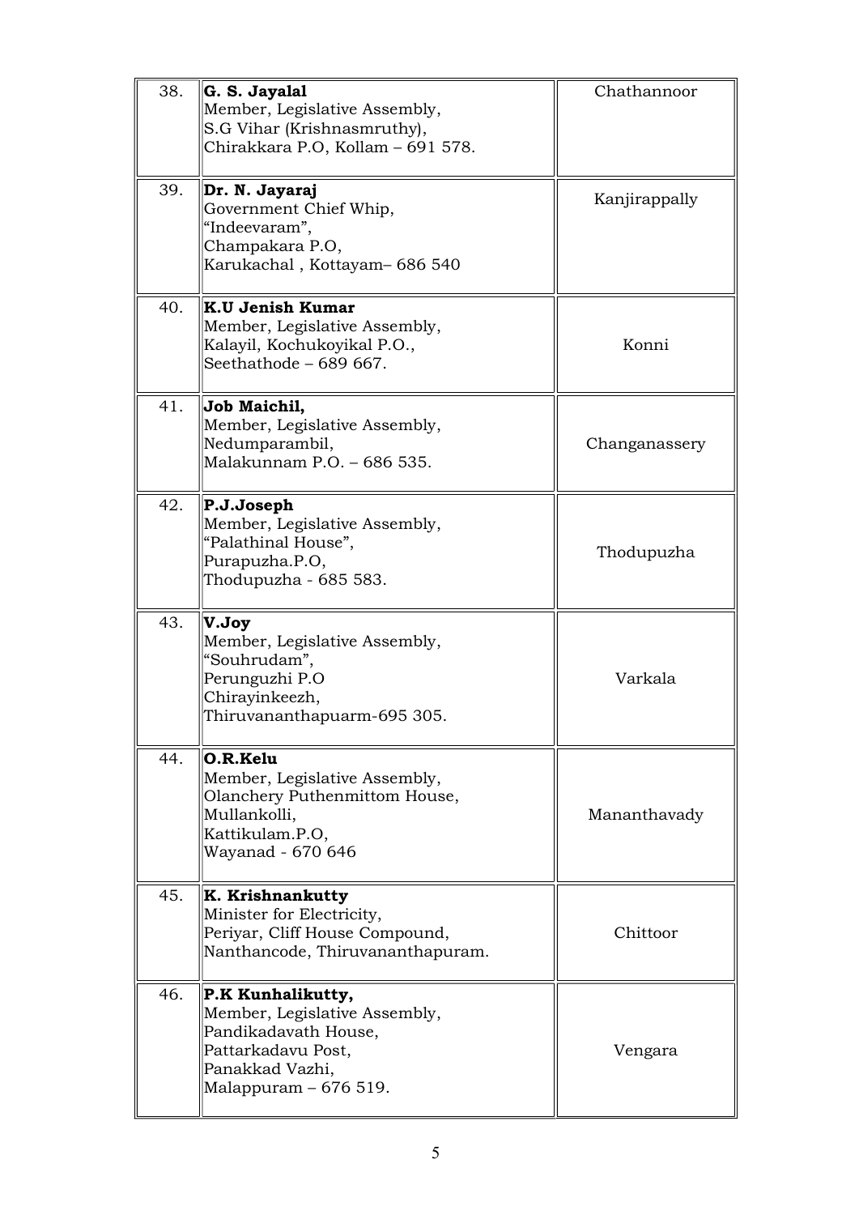| | | |
|---|---|---|
| 38. | **G. S. Jayalal**<br>Member, Legislative Assembly,<br>S.G Vihar (Krishnasmruthy),<br>Chirakkara P.O, Kollam – 691 578. | Chathannoor |
| 39. | **Dr. N. Jayaraj**<br>Government Chief Whip,<br>"Indeevaram",<br>Champakara P.O,<br>Karukachal , Kottayam– 686 540 | Kanjirappally |
| 40. | **K.U Jenish Kumar**<br>Member, Legislative Assembly,<br>Kalayil, Kochukoyikal P.O.,<br>Seethathode – 689 667. | Konni |
| 41. | **Job Maichil,**<br>Member, Legislative Assembly,<br>Nedumparambil,<br>Malakunnam P.O. – 686 535. | Changanassery |
| 42. | **P.J.Joseph**<br>Member, Legislative Assembly,<br>"Palathinal House",<br>Purapuzha.P.O,<br>Thodupuzha - 685 583. | Thodupuzha |
| 43. | **V.Joy**<br>Member, Legislative Assembly,<br>"Souhrudam",<br>Perunguzhi P.O<br>Chirayinkeezh,<br>Thiruvananthapuarm-695 305. | Varkala |
| 44. | **O.R.Kelu**<br>Member, Legislative Assembly,<br>Olanchery Puthenmittom House,<br>Mullankolli,<br>Kattikulam.P.O,<br>Wayanad - 670 646 | Mananthavady |
| 45. | **K. Krishnankutty**<br>Minister for Electricity,<br>Periyar, Cliff House Compound,<br>Nanthancode, Thiruvananthapuram. | Chittoor |
| 46. | **P.K Kunhalikutty,**<br>Member, Legislative Assembly,<br>Pandikadavath House,<br>Pattarkadavu Post,<br>Panakkad Vazhi,<br>Malappuram – 676 519. | Vengara |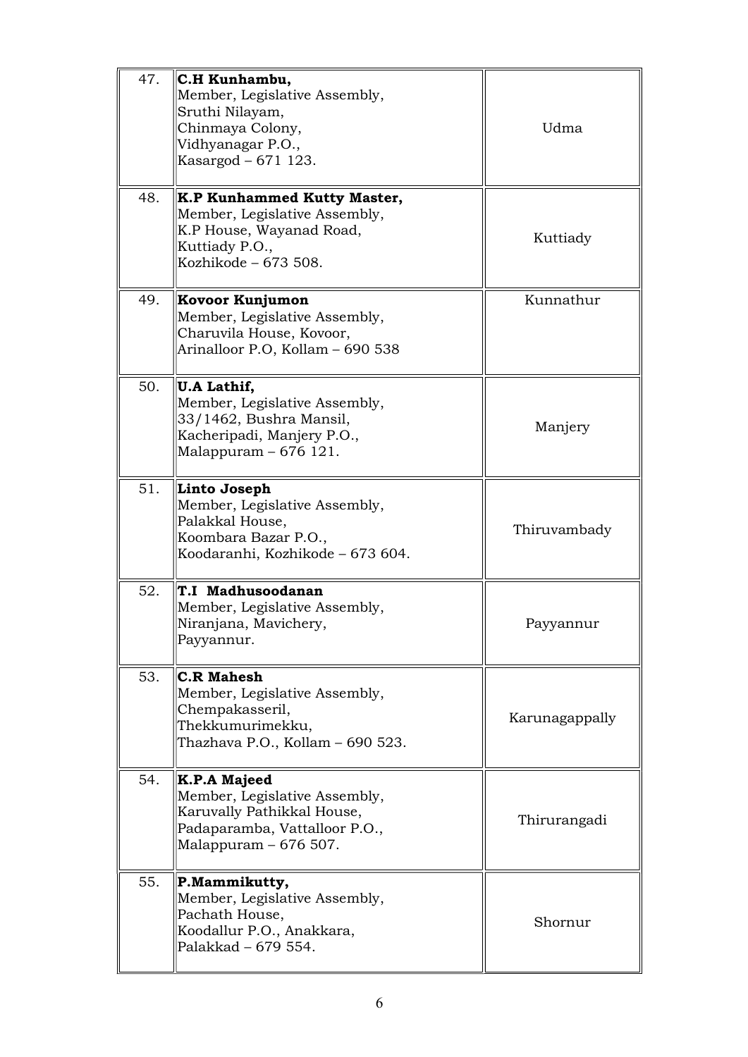| | | |
|---|---|---|
| 47. | **C.H Kunhambu,**<br>Member, Legislative Assembly,<br>Sruthi Nilayam,<br>Chinmaya Colony,<br>Vidhyanagar P.O.,<br>Kasargod – 671 123. | Udma |
| 48. | **K.P Kunhammed Kutty Master,**<br>Member, Legislative Assembly,<br>K.P House, Wayanad Road,<br>Kuttiady P.O.,<br>Kozhikode – 673 508. | Kuttiady |
| 49. | **Kovoor Kunjumon**<br>Member, Legislative Assembly,<br>Charuvila House, Kovoor,<br>Arinalloor P.O, Kollam – 690 538 | Kunnathur |
| 50. | **U.A Lathif,**<br>Member, Legislative Assembly,<br>33/1462, Bushra Mansil,<br>Kacheripadi, Manjery P.O.,<br>Malappuram – 676 121. | Manjery |
| 51. | **Linto Joseph**<br>Member, Legislative Assembly,<br>Palakkal House,<br>Koombara Bazar P.O.,<br>Koodaranhi, Kozhikode – 673 604. | Thiruvambady |
| 52. | **T.I Madhusoodanan**<br>Member, Legislative Assembly,<br>Niranjana, Mavichery,<br>Payyannur. | Payyannur |
| 53. | **C.R Mahesh**<br>Member, Legislative Assembly,<br>Chempakasseril,<br>Thekkumurimekku,<br>Thazhava P.O., Kollam – 690 523. | Karunagappally |
| 54. | **K.P.A Majeed**<br>Member, Legislative Assembly,<br>Karuvally Pathikkal House,<br>Padaparamba, Vattalloor P.O.,<br>Malappuram – 676 507. | Thirurangadi |
| 55. | **P.Mammikutty,**<br>Member, Legislative Assembly,<br>Pachath House,<br>Koodallur P.O., Anakkara,<br>Palakkad – 679 554. | Shornur |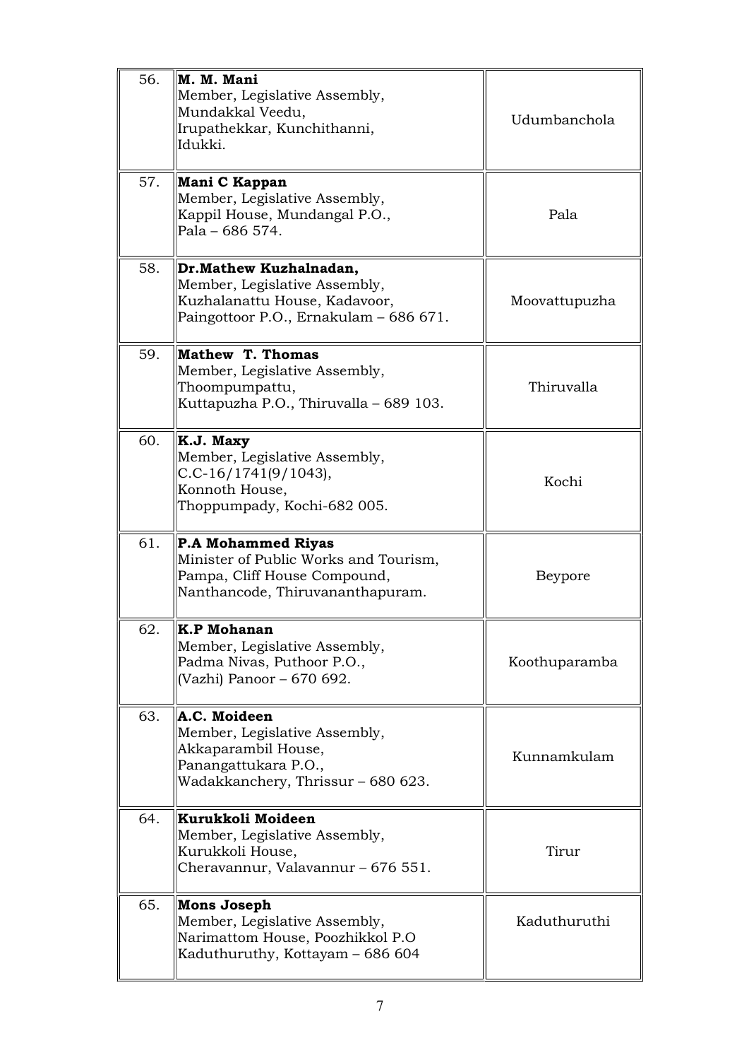| | | |
|---|---|---|
| 56. | **M. M. Mani**<br>Member, Legislative Assembly,<br>Mundakkal Veedu,<br>Irupathekkar, Kunchithanni,<br>Idukki. | Udumbanchola |
| 57. | **Mani C Kappan**<br>Member, Legislative Assembly,<br>Kappil House, Mundangal P.O.,<br>Pala – 686 574. | Pala |
| 58. | **Dr.Mathew Kuzhalnadan,**<br>Member, Legislative Assembly,<br>Kuzhalanattu House, Kadavoor,<br>Paingottoor P.O., Ernakulam – 686 671. | Moovattupuzha |
| 59. | **Mathew T. Thomas**<br>Member, Legislative Assembly,<br>Thoompumpattu,<br>Kuttapuzha P.O., Thiruvalla – 689 103. | Thiruvalla |
| 60. | **K.J. Maxy**<br>Member, Legislative Assembly,<br>C.C-16/1741(9/1043),<br>Konnoth House,<br>Thoppumpady, Kochi-682 005. | Kochi |
| 61. | **P.A Mohammed Riyas**<br>Minister of Public Works and Tourism,<br>Pampa, Cliff House Compound,<br>Nanthancode, Thiruvananthapuram. | Beypore |
| 62. | **K.P Mohanan**<br>Member, Legislative Assembly,<br>Padma Nivas, Puthoor P.O.,<br>(Vazhi) Panoor – 670 692. | Koothuparamba |
| 63. | **A.C. Moideen**<br>Member, Legislative Assembly,<br>Akkaparambil House,<br>Panangattukara P.O.,<br>Wadakkanchery, Thrissur – 680 623. | Kunnamkulam |
| 64. | **Kurukkoli Moideen**<br>Member, Legislative Assembly,<br>Kurukkoli House,<br>Cheravannur, Valavannur – 676 551. | Tirur |
| 65. | **Mons Joseph**<br>Member, Legislative Assembly,<br>Narimattom House, Poozhikkol P.O<br>Kaduthuruthy, Kottayam – 686 604 | Kaduthuruthi |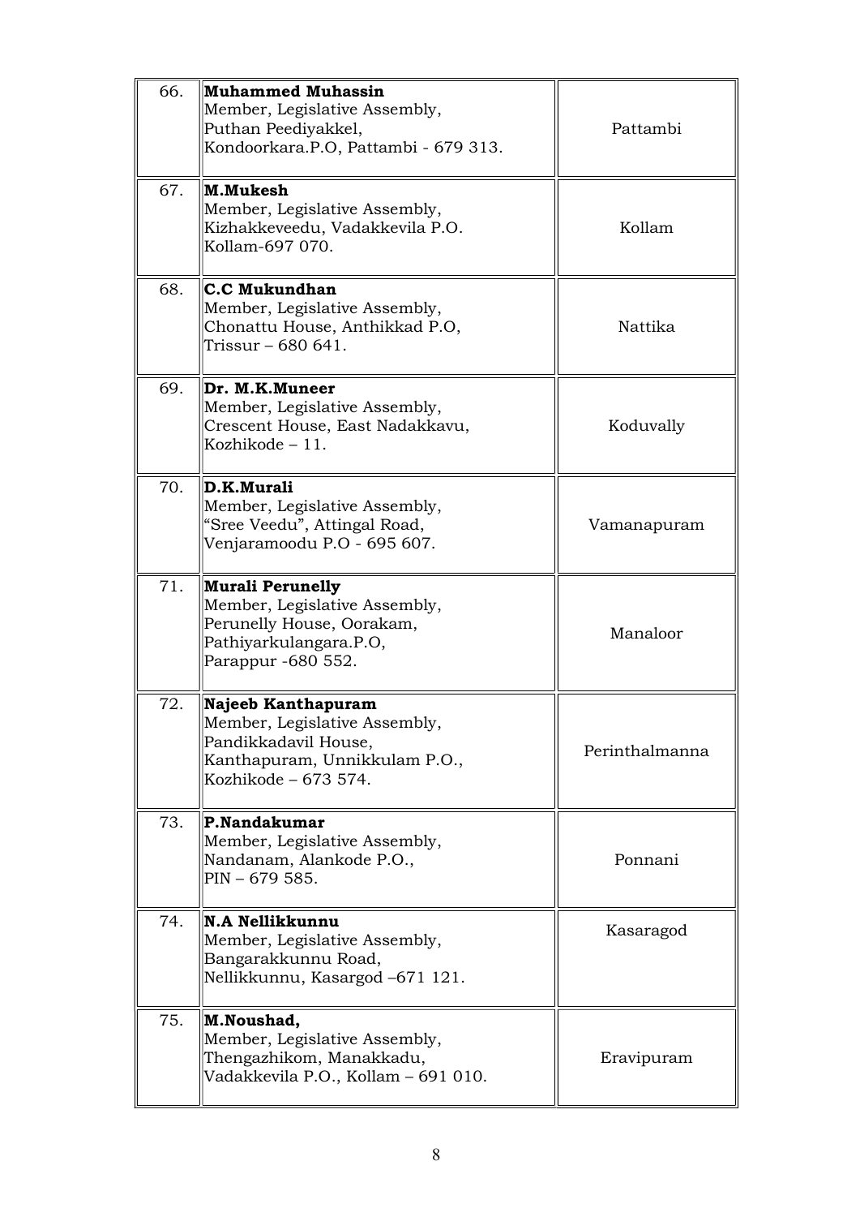| | | |
|---|---|---|
| 66. | **Muhammed Muhassin**<br>Member, Legislative Assembly,<br>Puthan Peediyakkel,<br>Kondoorkara.P.O, Pattambi - 679 313. | Pattambi |
| 67. | **M.Mukesh**<br>Member, Legislative Assembly,<br>Kizhakkeveedu, Vadakkevila P.O.<br>Kollam-697 070. | Kollam |
| 68. | **C.C Mukundhan**<br>Member, Legislative Assembly,<br>Chonattu House, Anthikkad P.O,<br>Trissur – 680 641. | Nattika |
| 69. | **Dr. M.K.Muneer**<br>Member, Legislative Assembly,<br>Crescent House, East Nadakkavu,<br>Kozhikode – 11. | Koduvally |
| 70. | **D.K.Murali**<br>Member, Legislative Assembly,<br>"Sree Veedu", Attingal Road,<br>Venjaramoodu P.O - 695 607. | Vamanapuram |
| 71. | **Murali Perunelly**<br>Member, Legislative Assembly,<br>Perunelly House, Oorakam,<br>Pathiyarkulangara.P.O,<br>Parappur -680 552. | Manaloor |
| 72. | **Najeeb Kanthapuram**<br>Member, Legislative Assembly,<br>Pandikkadavil House,<br>Kanthapuram, Unnikkulam P.O.,<br>Kozhikode – 673 574. | Perinthalmanna |
| 73. | **P.Nandakumar**<br>Member, Legislative Assembly,<br>Nandanam, Alankode P.O.,<br>PIN – 679 585. | Ponnani |
| 74. | **N.A Nellikkunnu**<br>Member, Legislative Assembly,<br>Bangarakkunnu Road,<br>Nellikkunnu, Kasargod –671 121. | Kasaragod |
| 75. | **M.Noushad,**<br>Member, Legislative Assembly,<br>Thengazhikom, Manakkadu,<br>Vadakkevila P.O., Kollam – 691 010. | Eravipuram |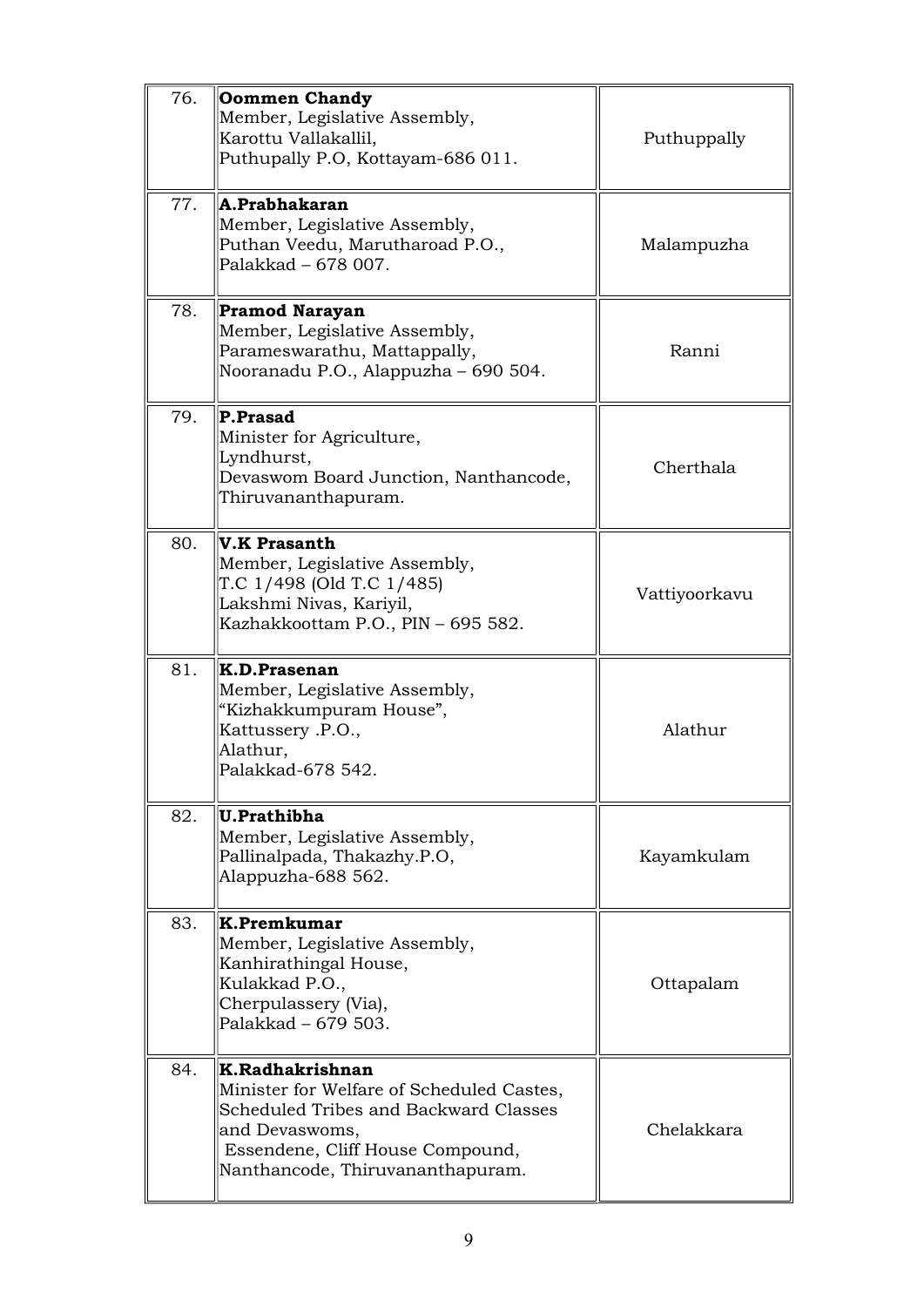| | | |
|---|---|---|
| 76. | **Oommen Chandy**<br>Member, Legislative Assembly,<br>Karottu Vallakallil,<br>Puthupally P.O, Kottayam-686 011. | Puthuppally |
| 77. | **A.Prabhakaran**<br>Member, Legislative Assembly,<br>Puthan Veedu, Marutharoad P.O.,<br>Palakkad – 678 007. | Malampuzha |
| 78. | **Pramod Narayan**<br>Member, Legislative Assembly,<br>Parameswarathu, Mattappally,<br>Nooranadu P.O., Alappuzha – 690 504. | Ranni |
| 79. | **P.Prasad**<br>Minister for Agriculture,<br>Lyndhurst,<br>Devaswom Board Junction, Nanthancode,<br>Thiruvananthapuram. | Cherthala |
| 80. | **V.K Prasanth**<br>Member, Legislative Assembly,<br>T.C 1/498 (Old T.C 1/485)<br>Lakshmi Nivas, Kariyil,<br>Kazhakkoottam P.O., PIN – 695 582. | Vattiyoorkavu |
| 81. | **K.D.Prasenan**<br>Member, Legislative Assembly,<br>"Kizhakkumpuram House",<br>Kattussery .P.O.,<br>Alathur,<br>Palakkad-678 542. | Alathur |
| 82. | **U.Prathibha**<br>Member, Legislative Assembly,<br>Pallinalpada, Thakazhy.P.O,<br>Alappuzha-688 562. | Kayamkulam |
| 83. | **K.Premkumar**<br>Member, Legislative Assembly,<br>Kanhirathingal House,<br>Kulakkad P.O.,<br>Cherpulassery (Via),<br>Palakkad – 679 503. | Ottapalam |
| 84. | **K.Radhakrishnan**<br>Minister for Welfare of Scheduled Castes,<br>Scheduled Tribes and Backward Classes<br>and Devaswoms,<br>Essendene, Cliff House Compound,<br>Nanthancode, Thiruvananthapuram. | Chelakkara |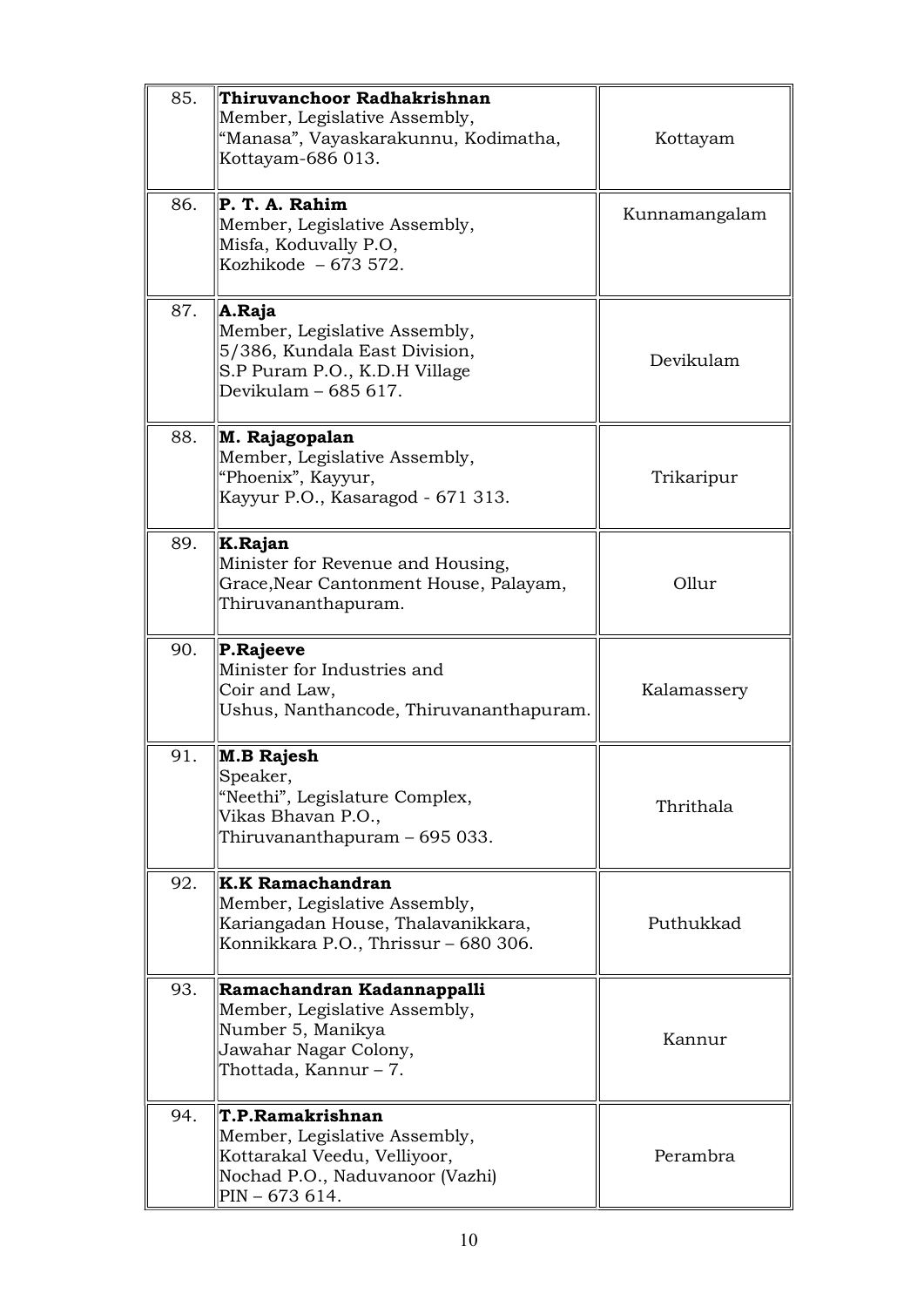| | | |
|---|---|---|
| 85. | **Thiruvanchoor Radhakrishnan**<br>Member, Legislative Assembly,<br>"Manasa", Vayaskarakunnu, Kodimatha,<br>Kottayam-686 013. | Kottayam |
| 86. | **P. T. A. Rahim**<br>Member, Legislative Assembly,<br>Misfa, Koduvally P.O,<br>Kozhikode – 673 572. | Kunnamangalam |
| 87. | **A.Raja**<br>Member, Legislative Assembly,<br>5/386, Kundala East Division,<br>S.P Puram P.O., K.D.H Village<br>Devikulam – 685 617. | Devikulam |
| 88. | **M. Rajagopalan**<br>Member, Legislative Assembly,<br>"Phoenix", Kayyur,<br>Kayyur P.O., Kasaragod - 671 313. | Trikaripur |
| 89. | **K.Rajan**<br>Minister for Revenue and Housing,<br>Grace,Near Cantonment House, Palayam,<br>Thiruvananthapuram. | Ollur |
| 90. | **P.Rajeeve**<br>Minister for Industries and<br>Coir and Law,<br>Ushus, Nanthancode, Thiruvananthapuram. | Kalamassery |
| 91. | **M.B Rajesh**<br>Speaker,<br>"Neethi", Legislature Complex,<br>Vikas Bhavan P.O.,<br>Thiruvananthapuram – 695 033. | Thrithala |
| 92. | **K.K Ramachandran**<br>Member, Legislative Assembly,<br>Kariangadan House, Thalavanikkara,<br>Konnikkara P.O., Thrissur – 680 306. | Puthukkad |
| 93. | **Ramachandran Kadannappalli**<br>Member, Legislative Assembly,<br>Number 5, Manikya<br>Jawahar Nagar Colony,<br>Thottada, Kannur – 7. | Kannur |
| 94. | **T.P.Ramakrishnan**<br>Member, Legislative Assembly,<br>Kottarakal Veedu, Velliyoor,<br>Nochad P.O., Naduvanoor (Vazhi)<br>PIN – 673 614. | Perambra |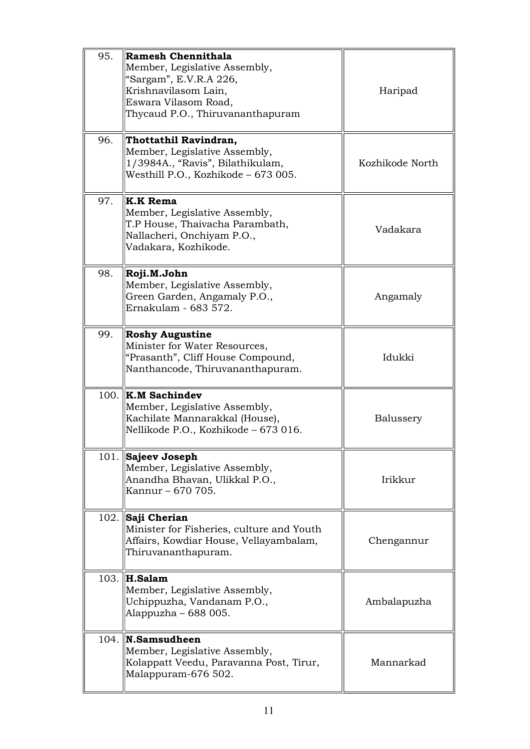| | | |
|---|---|---|
| 95. | **Ramesh Chennithala**<br>Member, Legislative Assembly,<br>"Sargam", E.V.R.A 226,<br>Krishnavilasom Lain,<br>Eswara Vilasom Road,<br>Thycaud P.O., Thiruvananthapuram | Haripad |
| 96. | **Thottathil Ravindran,**<br>Member, Legislative Assembly,<br>1/3984A., "Ravis", Bilathikulam,<br>Westhill P.O., Kozhikode – 673 005. | Kozhikode North |
| 97. | **K.K Rema**<br>Member, Legislative Assembly,<br>T.P House, Thaivacha Parambath,<br>Nallacheri, Onchiyam P.O.,<br>Vadakara, Kozhikode. | Vadakara |
| 98. | **Roji.M.John**<br>Member, Legislative Assembly,<br>Green Garden, Angamaly P.O.,<br>Ernakulam - 683 572. | Angamaly |
| 99. | **Roshy Augustine**<br>Minister for Water Resources,<br>"Prasanth", Cliff House Compound,<br>Nanthancode, Thiruvananthapuram. | Idukki |
| 100. | **K.M Sachindev**<br>Member, Legislative Assembly,<br>Kachilate Mannarakkal (House),<br>Nellikode P.O., Kozhikode – 673 016. | Balussery |
| 101. | **Sajeev Joseph**<br>Member, Legislative Assembly,<br>Anandha Bhavan, Ulikkal P.O.,<br>Kannur – 670 705. | Irikkur |
| 102. | **Saji Cherian**<br>Minister for Fisheries, culture and Youth Affairs, Kowdiar House, Vellayambalam, Thiruvananthapuram. | Chengannur |
| 103. | **H.Salam**<br>Member, Legislative Assembly,<br>Uchippuzha, Vandanam P.O.,<br>Alappuzha – 688 005. | Ambalapuzha |
| 104. | **N.Samsudheen**<br>Member, Legislative Assembly,<br>Kolappatt Veedu, Paravanna Post, Tirur,<br>Malappuram-676 502. | Mannarkad |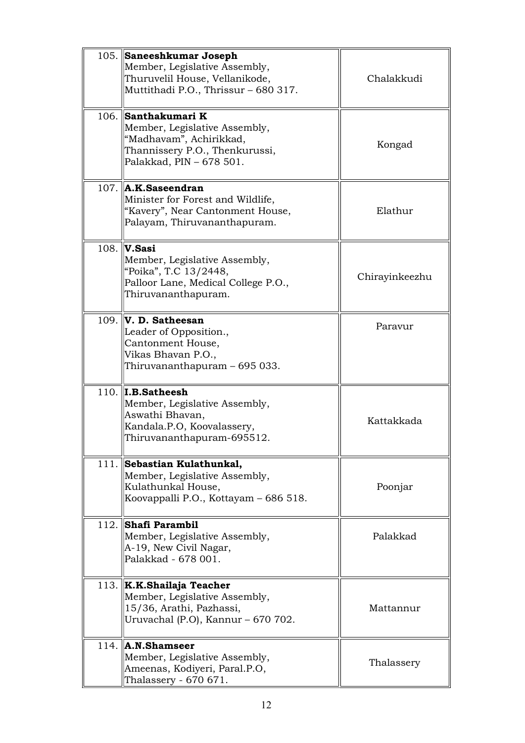| | | |
|---|---|---|
| 105. | **Saneeshkumar Joseph**<br>Member, Legislative Assembly,<br>Thuruvelil House, Vellanikode,<br>Muttithadi P.O., Thrissur – 680 317. | Chalakkudi |
| 106. | **Santhakumari K**<br>Member, Legislative Assembly,<br>"Madhavam", Achirikkad,<br>Thannissery P.O., Thenkurussi,<br>Palakkad, PIN – 678 501. | Kongad |
| 107. | **A.K.Saseendran**<br>Minister for Forest and Wildlife,<br>"Kavery", Near Cantonment House,<br>Palayam, Thiruvananthapuram. | Elathur |
| 108. | **V.Sasi**<br>Member, Legislative Assembly,<br>"Poika", T.C 13/2448,<br>Palloor Lane, Medical College P.O.,<br>Thiruvananthapuram. | Chirayinkeezhu |
| 109. | **V. D. Satheesan**<br>Leader of Opposition.,<br>Cantonment House,<br>Vikas Bhavan P.O.,<br>Thiruvananthapuram – 695 033. | Paravur |
| 110. | **I.B.Satheesh**<br>Member, Legislative Assembly,<br>Aswathi Bhavan,<br>Kandala.P.O, Koovalassery,<br>Thiruvananthapuram-695512. | Kattakkada |
| 111. | **Sebastian Kulathunkal,**<br>Member, Legislative Assembly,<br>Kulathunkal House,<br>Koovappalli P.O., Kottayam – 686 518. | Poonjar |
| 112. | **Shafi Parambil**<br>Member, Legislative Assembly,<br>A-19, New Civil Nagar,<br>Palakkad - 678 001. | Palakkad |
| 113. | **K.K.Shailaja Teacher**<br>Member, Legislative Assembly,<br>15/36, Arathi, Pazhassi,<br>Uruvachal (P.O), Kannur – 670 702. | Mattannur |
| 114. | **A.N.Shamseer**<br>Member, Legislative Assembly,<br>Ameenas, Kodiyeri, Paral.P.O,<br>Thalassery - 670 671. | Thalassery |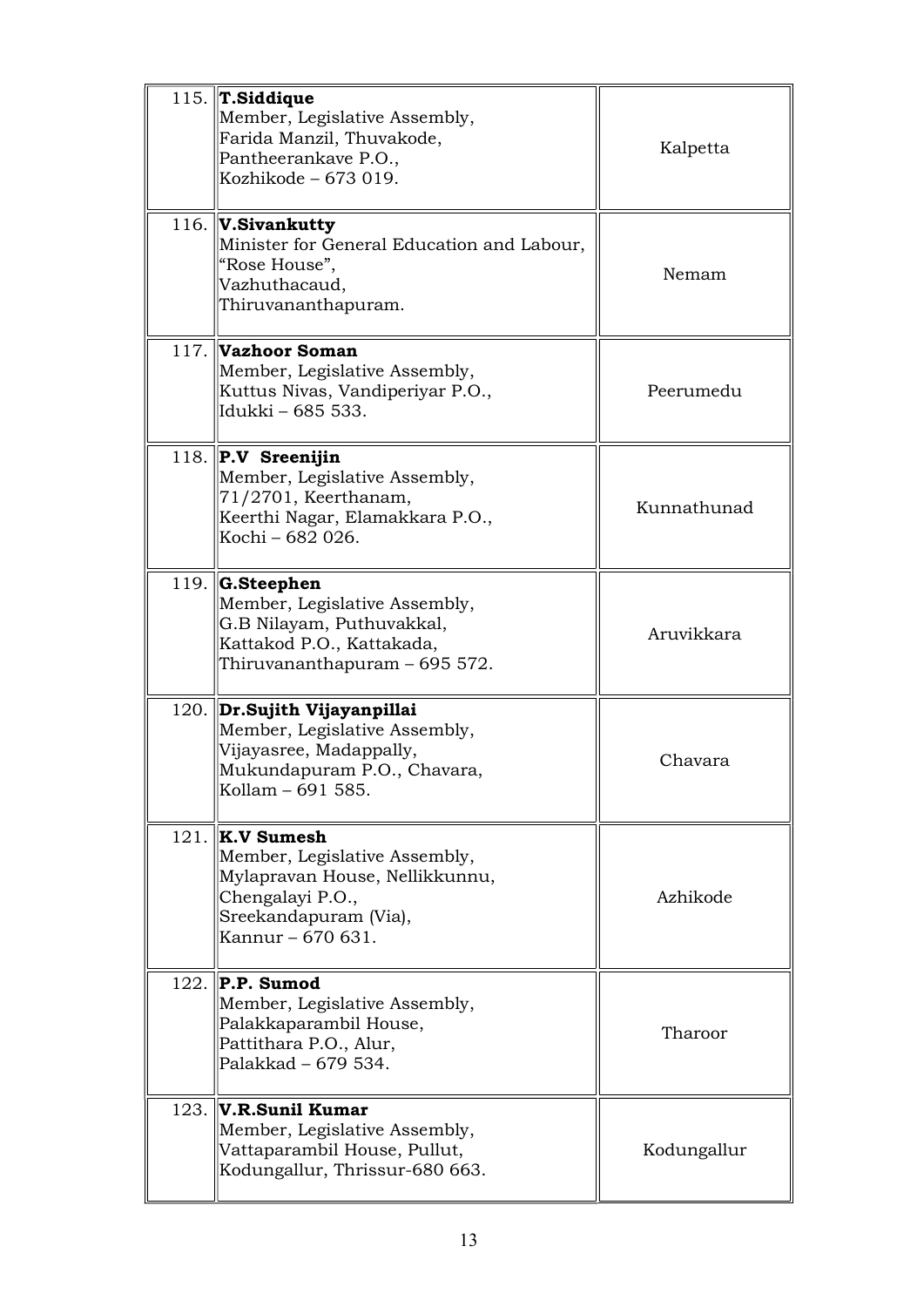| | | |
|---|---|---|
| 115. | **T.Siddique**<br>Member, Legislative Assembly,<br>Farida Manzil, Thuvakode,<br>Pantheerankave P.O.,<br>Kozhikode – 673 019. | Kalpetta |
| 116. | **V.Sivankutty**<br>Minister for General Education and Labour,<br>"Rose House",<br>Vazhuthacaud,<br>Thiruvananthapuram. | Nemam |
| 117. | **Vazhoor Soman**<br>Member, Legislative Assembly,<br>Kuttus Nivas, Vandiperiyar P.O.,<br>Idukki – 685 533. | Peerumedu |
| 118. | **P.V Sreenijin**<br>Member, Legislative Assembly,<br>71/2701, Keerthanam,<br>Keerthi Nagar, Elamakkara P.O.,<br>Kochi – 682 026. | Kunnathunad |
| 119. | **G.Steephen**<br>Member, Legislative Assembly,<br>G.B Nilayam, Puthuvakkal,<br>Kattakod P.O., Kattakada,<br>Thiruvananthapuram – 695 572. | Aruvikkara |
| 120. | **Dr.Sujith Vijayanpillai**<br>Member, Legislative Assembly,<br>Vijayasree, Madappally,<br>Mukundapuram P.O., Chavara,<br>Kollam – 691 585. | Chavara |
| 121. | **K.V Sumesh**<br>Member, Legislative Assembly,<br>Mylapravan House, Nellikkunnu,<br>Chengalayi P.O.,<br>Sreekandapuram (Via),<br>Kannur – 670 631. | Azhikode |
| 122. | **P.P. Sumod**<br>Member, Legislative Assembly,<br>Palakkaparambil House,<br>Pattithara P.O., Alur,<br>Palakkad – 679 534. | Tharoor |
| 123. | **V.R.Sunil Kumar**<br>Member, Legislative Assembly,<br>Vattaparambil House, Pullut,<br>Kodungallur, Thrissur-680 663. | Kodungallur |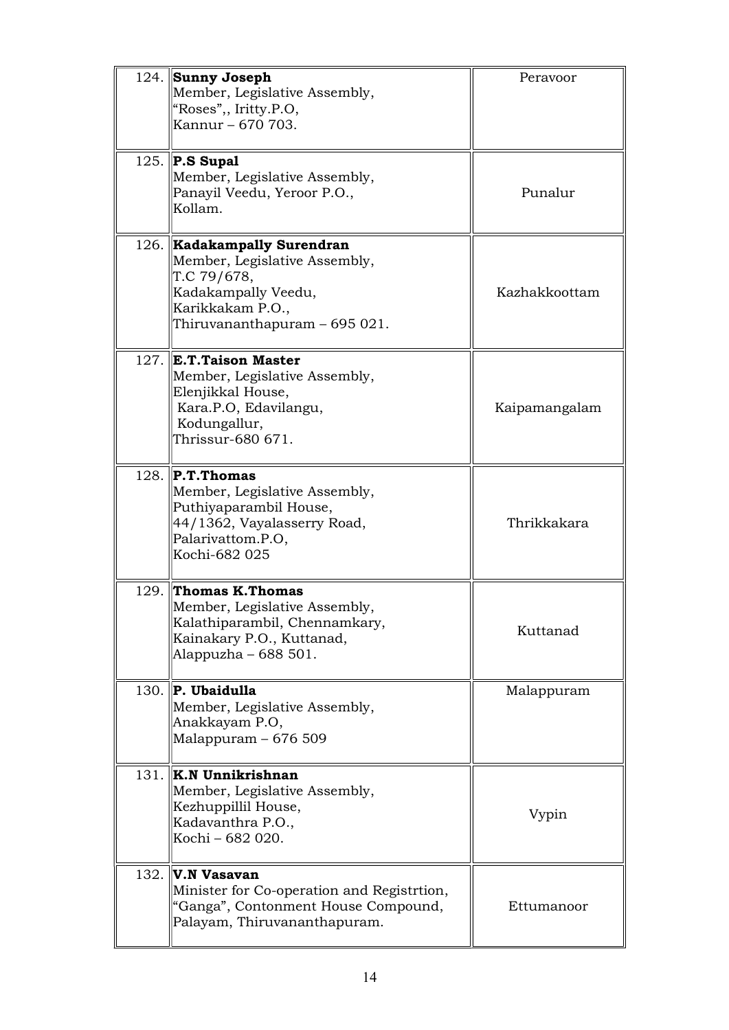| | | |
|---|---|---|
| 124. | **Sunny Joseph**<br>Member, Legislative Assembly,<br>"Roses",, Iritty.P.O,<br>Kannur – 670 703. | Peravoor |
| 125. | **P.S Supal**<br>Member, Legislative Assembly,<br>Panayil Veedu, Yeroor P.O.,<br>Kollam. | Punalur |
| 126. | **Kadakampally Surendran**<br>Member, Legislative Assembly,<br>T.C 79/678,<br>Kadakampally Veedu,<br>Karikkakam P.O.,<br>Thiruvananthapuram – 695 021. | Kazhakkoottam |
| 127. | **E.T.Taison Master**<br>Member, Legislative Assembly,<br>Elenjikkal House,<br>Kara.P.O, Edavilangu,<br>Kodungallur,<br>Thrissur-680 671. | Kaipamangalam |
| 128. | **P.T.Thomas**<br>Member, Legislative Assembly,<br>Puthiyaparambil House,<br>44/1362, Vayalasserry Road,<br>Palarivattom.P.O,<br>Kochi-682 025 | Thrikkakara |
| 129. | **Thomas K.Thomas**<br>Member, Legislative Assembly,<br>Kalathiparambil, Chennamkary,<br>Kainakary P.O., Kuttanad,<br>Alappuzha – 688 501. | Kuttanad |
| 130. | **P. Ubaidulla**<br>Member, Legislative Assembly,<br>Anakkayam P.O,<br>Malappuram – 676 509 | Malappuram |
| 131. | **K.N Unnikrishnan**<br>Member, Legislative Assembly,<br>Kezhuppillil House,<br>Kadavanthra P.O.,<br>Kochi – 682 020. | Vypin |
| 132. | **V.N Vasavan**<br>Minister for Co-operation and Registrtion,<br>"Ganga", Contonment House Compound,<br>Palayam, Thiruvananthapuram. | Ettumanoor |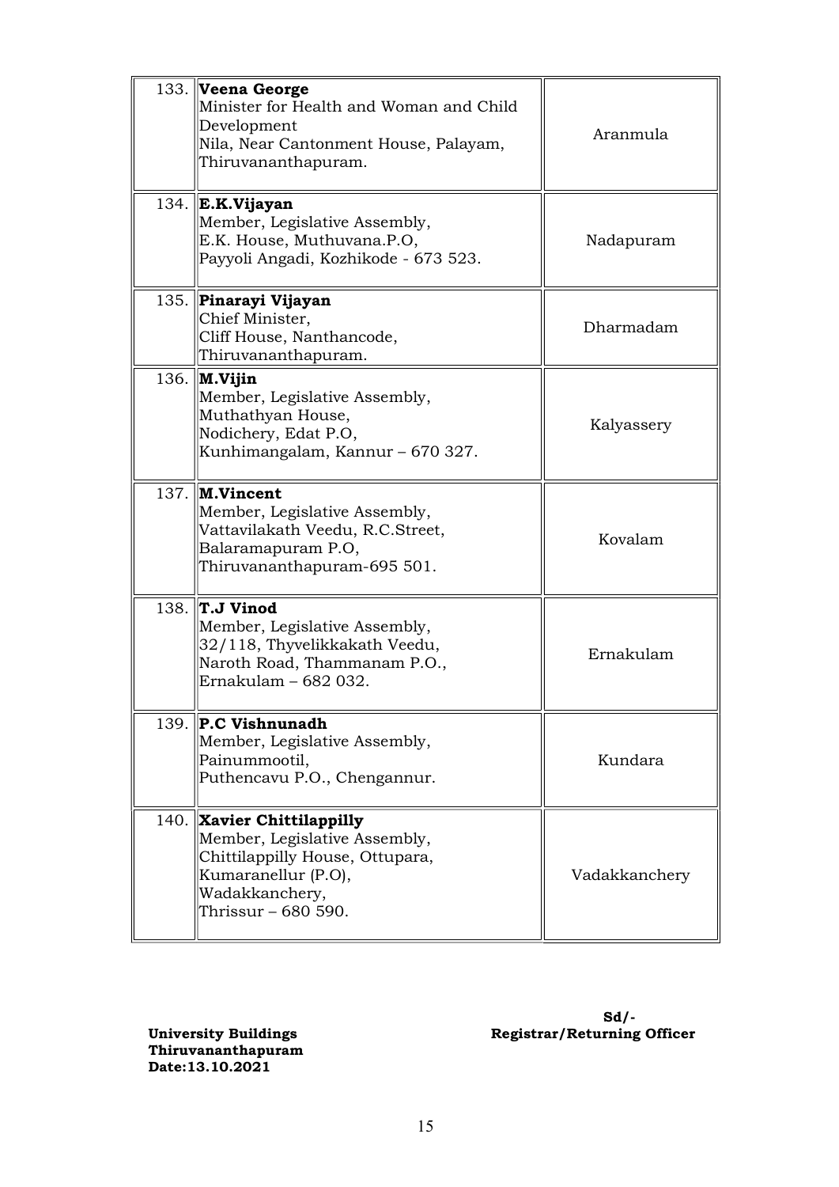| | | |
|---|---|---|
| 133. | **Veena George**<br>Minister for Health and Woman and Child Development<br>Nila, Near Cantonment House, Palayam, Thiruvananthapuram. | Aranmula |
| 134. | **E.K.Vijayan**<br>Member, Legislative Assembly,<br>E.K. House, Muthuvana.P.O,<br>Payyoli Angadi, Kozhikode - 673 523. | Nadapuram |
| 135. | **Pinarayi Vijayan**<br>Chief Minister,<br>Cliff House, Nanthancode,<br>Thiruvananthapuram. | Dharmadam |
| 136. | **M.Vijin**<br>Member, Legislative Assembly,<br>Muthathyan House,<br>Nodichery, Edat P.O,<br>Kunhimangalam, Kannur – 670 327. | Kalyassery |
| 137. | **M.Vincent**<br>Member, Legislative Assembly,<br>Vattavilakath Veedu, R.C.Street,<br>Balaramapuram P.O,<br>Thiruvananthapuram-695 501. | Kovalam |
| 138. | **T.J Vinod**<br>Member, Legislative Assembly,<br>32/118, Thyvelikkakath Veedu,<br>Naroth Road, Thammanam P.O.,<br>Ernakulam – 682 032. | Ernakulam |
| 139. | **P.C Vishnunadh**<br>Member, Legislative Assembly,<br>Painummootil,<br>Puthencavu P.O., Chengannur. | Kundara |
| 140. | **Xavier Chittilappilly**<br>Member, Legislative Assembly,<br>Chittilappilly House, Ottupara,<br>Kumaranellur (P.O),<br>Wadakkanchery,<br>Thrissur – 680 590. | Vadakkanchery |

**Sd/-**
**Registrar/Returning Officer**

**University Buildings**
**Thiruvananthapuram**
**Date:13.10.2021**